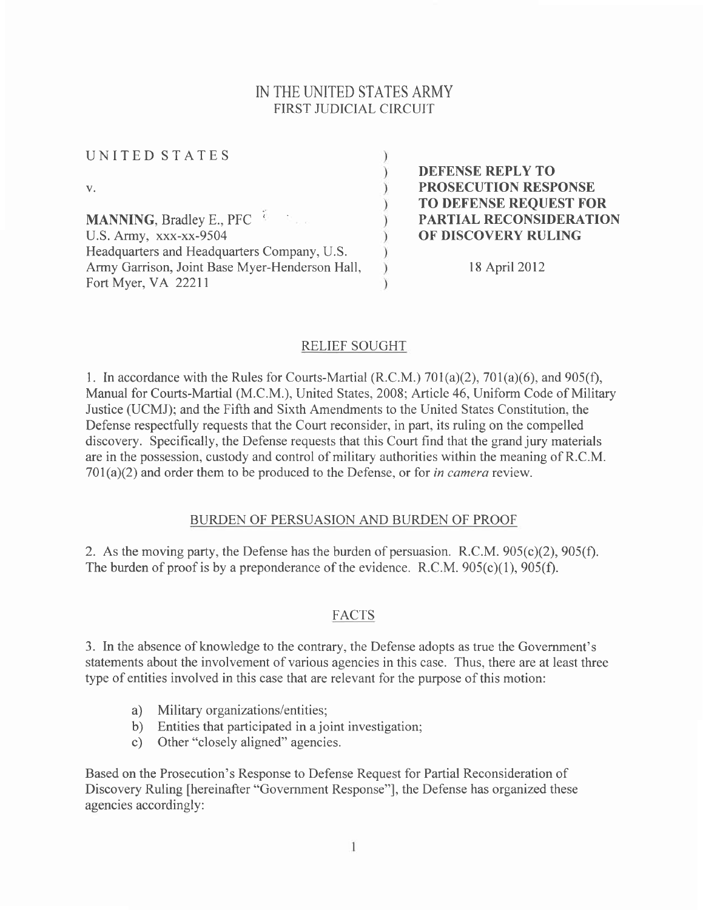# IN THE UNITED STATES ARMY
## FIRST JUDICIAL CIRCUIT

UNITED STATES

v.

**MANNING**, Bradley E., PFC
U.S. Army, xxx-xx-9504
Headquarters and Headquarters Company, U.S. Army Garrison, Joint Base Myer-Henderson Hall, Fort Myer, VA 22211

**DEFENSE REPLY TO PROSECUTION RESPONSE TO DEFENSE REQUEST FOR PARTIAL RECONSIDERATION OF DISCOVERY RULING**

18 April 2012

## RELIEF SOUGHT

1. In accordance with the Rules for Courts-Martial (R.C.M.) 701(a)(2), 701(a)(6), and 905(f), Manual for Courts-Martial (M.C.M.), United States, 2008; Article 46, Uniform Code of Military Justice (UCMJ); and the Fifth and Sixth Amendments to the United States Constitution, the Defense respectfully requests that the Court reconsider, in part, its ruling on the compelled discovery. Specifically, the Defense requests that this Court find that the grand jury materials are in the possession, custody and control of military authorities within the meaning of R.C.M. 701(a)(2) and order them to be produced to the Defense, or for *in camera* review.

## BURDEN OF PERSUASION AND BURDEN OF PROOF

2. As the moving party, the Defense has the burden of persuasion. R.C.M. 905(c)(2), 905(f). The burden of proof is by a preponderance of the evidence. R.C.M. 905(c)(1), 905(f).

## FACTS

3. In the absence of knowledge to the contrary, the Defense adopts as true the Government's statements about the involvement of various agencies in this case. Thus, there are at least three type of entities involved in this case that are relevant for the purpose of this motion:

a) Military organizations/entities;
b) Entities that participated in a joint investigation;
c) Other "closely aligned" agencies.

Based on the Prosecution's Response to Defense Request for Partial Reconsideration of Discovery Ruling [hereinafter "Government Response"], the Defense has organized these agencies accordingly: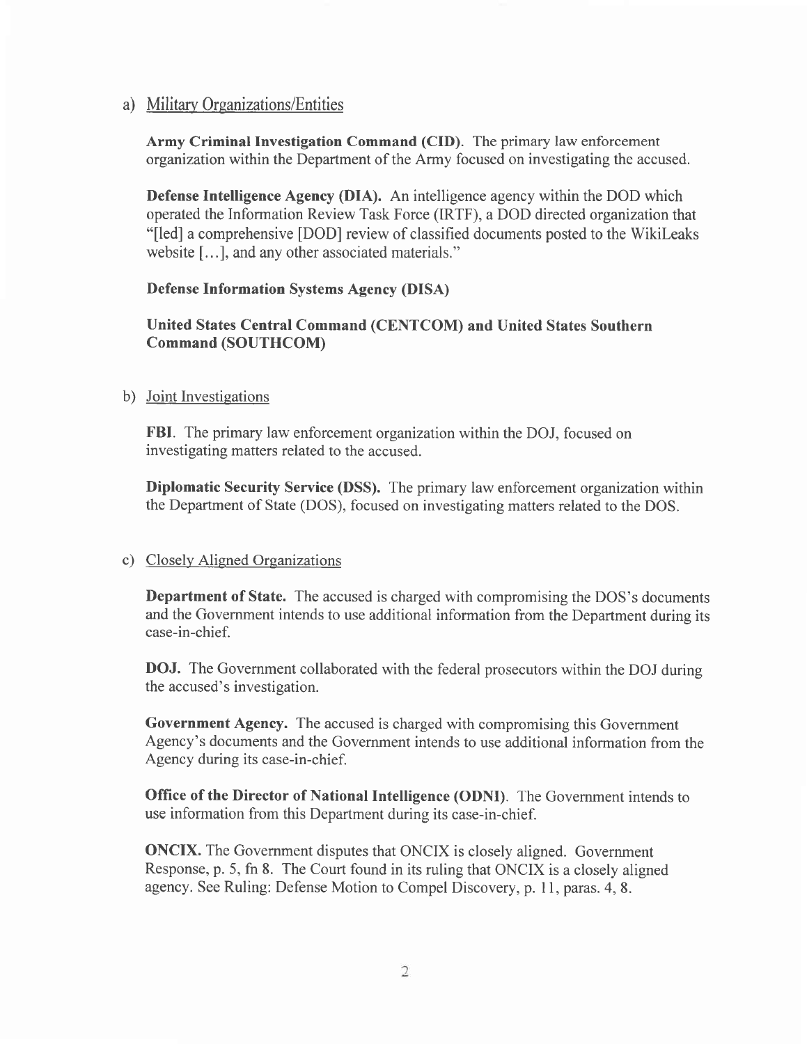a) Military Organizations/Entities

**Army Criminal Investigation Command (CID).** The primary law enforcement organization within the Department of the Army focused on investigating the accused.

**Defense Intelligence Agency (DIA).** An intelligence agency within the DOD which operated the Information Review Task Force (IRTF), a DOD directed organization that "[led] a comprehensive [DOD] review of classified documents posted to the WikiLeaks website [...], and any other associated materials."

**Defense Information Systems Agency (DISA)**

**United States Central Command (CENTCOM) and United States Southern Command (SOUTHCOM)**

b) Joint Investigations

**FBI**. The primary law enforcement organization within the DOJ, focused on investigating matters related to the accused.

**Diplomatic Security Service (DSS).** The primary law enforcement organization within the Department of State (DOS), focused on investigating matters related to the DOS.

c) Closely Aligned Organizations

**Department of State.** The accused is charged with compromising the DOS's documents and the Government intends to use additional information from the Department during its case-in-chief.

**DOJ.** The Government collaborated with the federal prosecutors within the DOJ during the accused's investigation.

**Government Agency.** The accused is charged with compromising this Government Agency's documents and the Government intends to use additional information from the Agency during its case-in-chief.

**Office of the Director of National Intelligence (ODNI)**. The Government intends to use information from this Department during its case-in-chief.

**ONCIX.** The Government disputes that ONCIX is closely aligned. Government Response, p. 5, fn 8. The Court found in its ruling that ONCIX is a closely aligned agency. See Ruling: Defense Motion to Compel Discovery, p. 11, paras. 4, 8.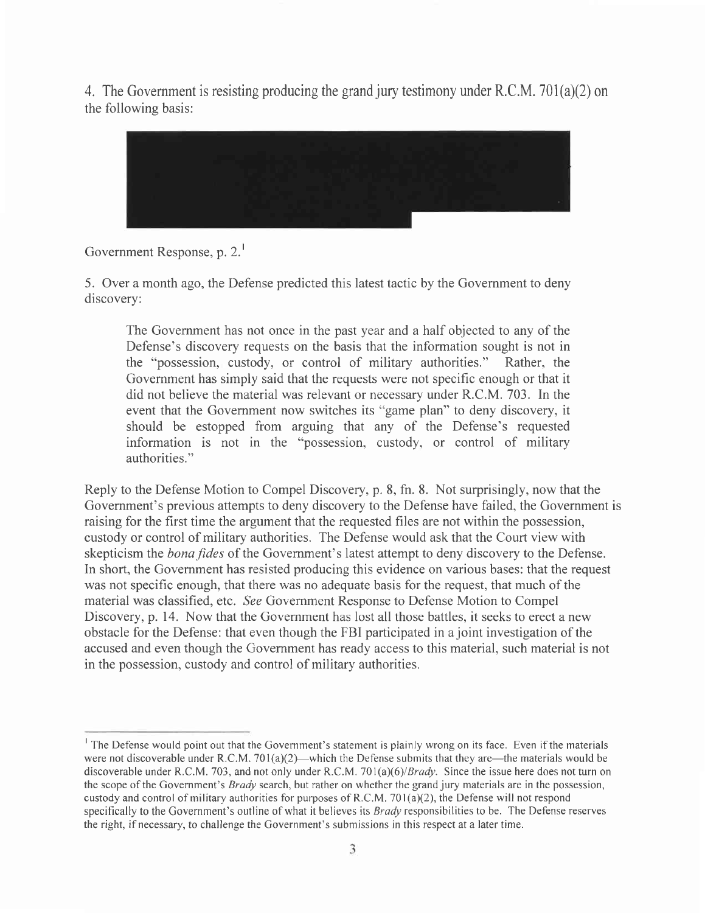4. The Government is resisting producing the grand jury testimony under R.C.M. 701(a)(2) on the following basis:

Government Response, p. 2.[1]

5. Over a month ago, the Defense predicted this latest tactic by the Government to deny discovery:

> The Government has not once in the past year and a half objected to any of the Defense's discovery requests on the basis that the information sought is not in the "possession, custody, or control of military authorities." Rather, the Government has simply said that the requests were not specific enough or that it did not believe the material was relevant or necessary under R.C.M. 703. In the event that the Government now switches its "game plan" to deny discovery, it should be estopped from arguing that any of the Defense's requested information is not in the "possession, custody, or control of military authorities."

Reply to the Defense Motion to Compel Discovery, p. 8, fn. 8. Not surprisingly, now that the Government's previous attempts to deny discovery to the Defense have failed, the Government is raising for the first time the argument that the requested files are not within the possession, custody or control of military authorities. The Defense would ask that the Court view with skepticism the *bona fides* of the Government's latest attempt to deny discovery to the Defense. In short, the Government has resisted producing this evidence on various bases: that the request was not specific enough, that there was no adequate basis for the request, that much of the material was classified, etc. *See* Government Response to Defense Motion to Compel Discovery, p. 14. Now that the Government has lost all those battles, it seeks to erect a new obstacle for the Defense: that even though the FBI participated in a joint investigation of the accused and even though the Government has ready access to this material, such material is not in the possession, custody and control of military authorities.

---

[1] The Defense would point out that the Government's statement is plainly wrong on its face. Even if the materials were not discoverable under R.C.M. 701(a)(2)—which the Defense submits that they are—the materials would be discoverable under R.C.M. 703, and not only under R.C.M. 701(a)(6)/*Brady*. Since the issue here does not turn on the scope of the Government's *Brady* search, but rather on whether the grand jury materials are in the possession, custody and control of military authorities for purposes of R.C.M. 701(a)(2), the Defense will not respond specifically to the Government's outline of what it believes its *Brady* responsibilities to be. The Defense reserves the right, if necessary, to challenge the Government's submissions in this respect at a later time.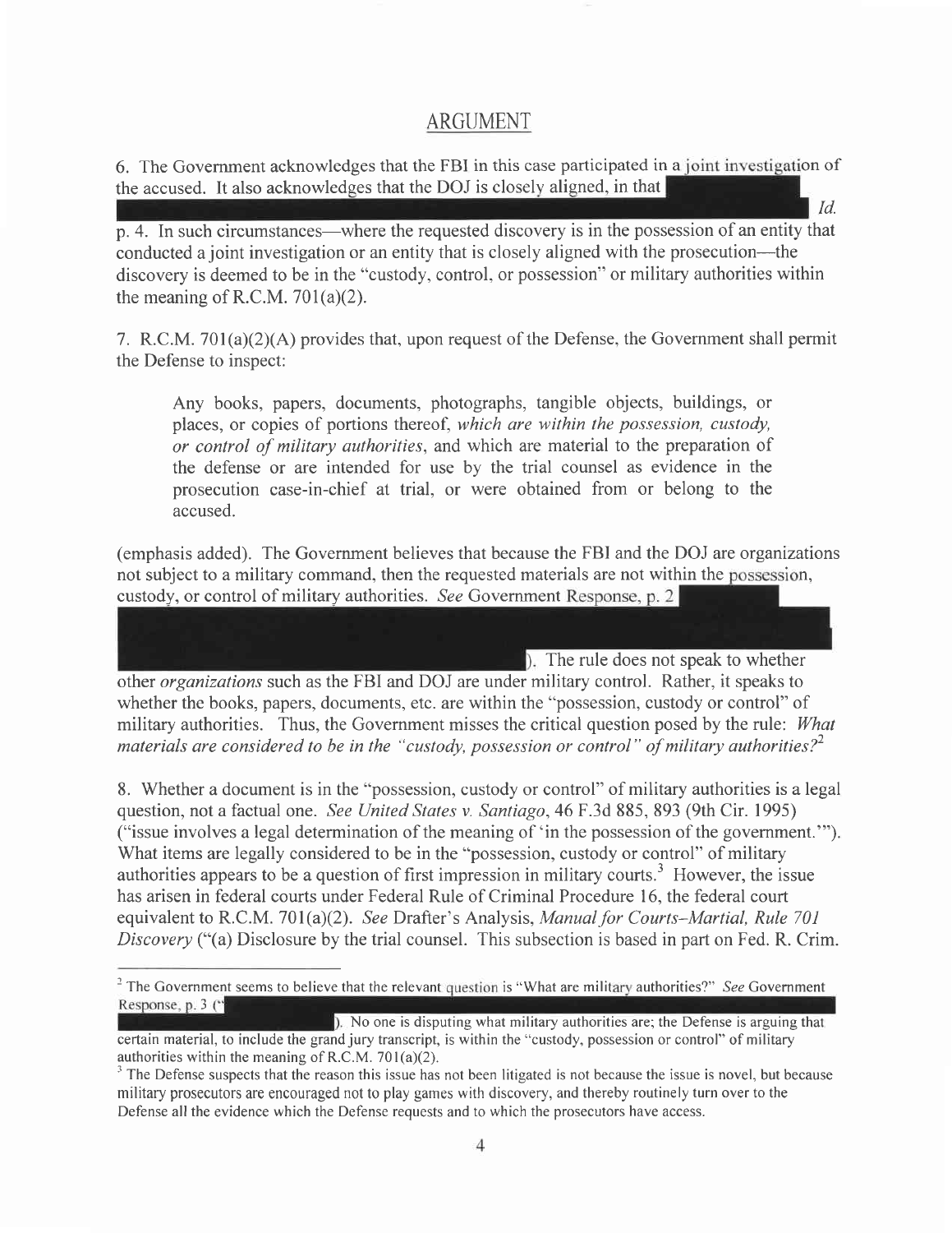## ARGUMENT

6. The Government acknowledges that the FBI in this case participated in a joint investigation of the accused. It also acknowledges that the DOJ is closely aligned, in that ██████████ *Id.* p. 4. In such circumstances—where the requested discovery is in the possession of an entity that conducted a joint investigation or an entity that is closely aligned with the prosecution—the discovery is deemed to be in the "custody, control, or possession" or military authorities within the meaning of R.C.M. 701(a)(2).

7. R.C.M. 701(a)(2)(A) provides that, upon request of the Defense, the Government shall permit the Defense to inspect:

> Any books, papers, documents, photographs, tangible objects, buildings, or places, or copies of portions thereof, *which are within the possession, custody, or control of military authorities*, and which are material to the preparation of the defense or are intended for use by the trial counsel as evidence in the prosecution case-in-chief at trial, or were obtained from or belong to the accused.

(emphasis added). The Government believes that because the FBI and the DOJ are organizations not subject to a military command, then the requested materials are not within the possession, custody, or control of military authorities. *See* Government Response, p. 2 ██████████). The rule does not speak to whether other *organizations* such as the FBI and DOJ are under military control. Rather, it speaks to whether the books, papers, documents, etc. are within the "possession, custody or control" of military authorities. Thus, the Government misses the critical question posed by the rule: *What materials are considered to be in the "custody, possession or control" of military authorities?*[2]

8. Whether a document is in the "possession, custody or control" of military authorities is a legal question, not a factual one. *See United States v. Santiago*, 46 F.3d 885, 893 (9th Cir. 1995) ("issue involves a legal determination of the meaning of 'in the possession of the government.'"). What items are legally considered to be in the "possession, custody or control" of military authorities appears to be a question of first impression in military courts.[3] However, the issue has arisen in federal courts under Federal Rule of Criminal Procedure 16, the federal court equivalent to R.C.M. 701(a)(2). *See* Drafter's Analysis, *Manual for Courts-Martial, Rule 701 Discovery* ("(a) Disclosure by the trial counsel. This subsection is based in part on Fed. R. Crim.

---

[2] The Government seems to believe that the relevant question is "What are military authorities?" *See* Government Response, p. 3 ("██████████). No one is disputing what military authorities are; the Defense is arguing that certain material, to include the grand jury transcript, is within the "custody, possession or control" of military authorities within the meaning of R.C.M. 701(a)(2).

[3] The Defense suspects that the reason this issue has not been litigated is not because the issue is novel, but because military prosecutors are encouraged not to play games with discovery, and thereby routinely turn over to the Defense all the evidence which the Defense requests and to which the prosecutors have access.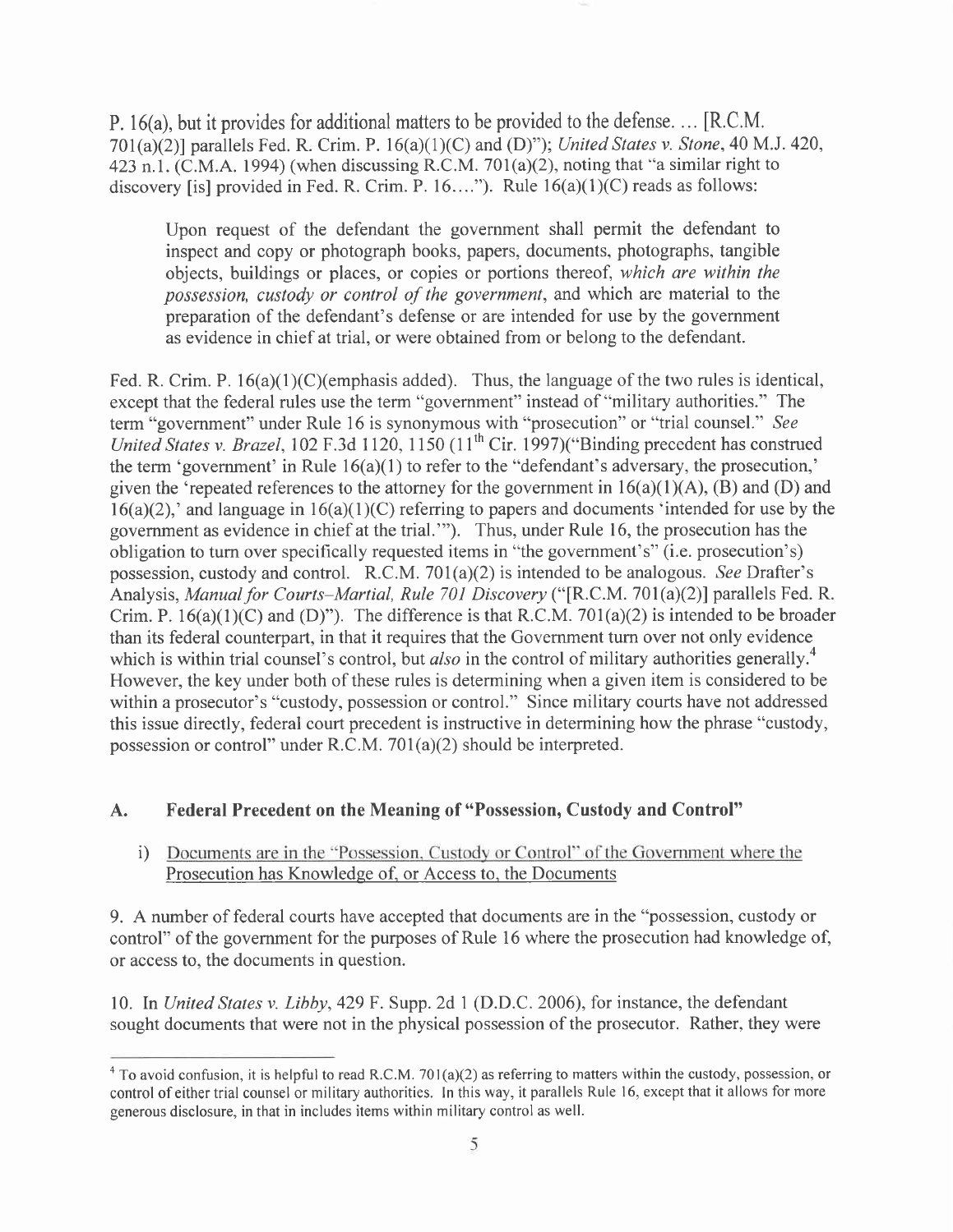P. 16(a), but it provides for additional matters to be provided to the defense. … [R.C.M. 701(a)(2)] parallels Fed. R. Crim. P. 16(a)(1)(C) and (D)"); *United States v. Stone*, 40 M.J. 420, 423 n.1. (C.M.A. 1994) (when discussing R.C.M. 701(a)(2), noting that "a similar right to discovery [is] provided in Fed. R. Crim. P. 16….").  Rule 16(a)(1)(C) reads as follows:

> Upon request of the defendant the government shall permit the defendant to inspect and copy or photograph books, papers, documents, photographs, tangible objects, buildings or places, or copies or portions thereof, *which are within the possession, custody or control of the government*, and which are material to the preparation of the defendant's defense or are intended for use by the government as evidence in chief at trial, or were obtained from or belong to the defendant.

Fed. R. Crim. P. 16(a)(1)(C)(emphasis added).  Thus, the language of the two rules is identical, except that the federal rules use the term "government" instead of "military authorities."  The term "government" under Rule 16 is synonymous with "prosecution" or "trial counsel."  *See United States v. Brazel*, 102 F.3d 1120, 1150 (11th Cir. 1997)("Binding precedent has construed the term 'government' in Rule 16(a)(1) to refer to the "defendant's adversary, the prosecution,' given the 'repeated references to the attorney for the government in 16(a)(1)(A), (B) and (D) and 16(a)(2),' and language in 16(a)(1)(C) referring to papers and documents 'intended for use by the government as evidence in chief at the trial.'").  Thus, under Rule 16, the prosecution has the obligation to turn over specifically requested items in "the government's" (i.e. prosecution's) possession, custody and control.  R.C.M. 701(a)(2) is intended to be analogous.  *See* Drafter's Analysis, *Manual for Courts–Martial, Rule 701 Discovery* ("[R.C.M. 701(a)(2)] parallels Fed. R. Crim. P. 16(a)(1)(C) and (D)").  The difference is that R.C.M. 701(a)(2) is intended to be broader than its federal counterpart, in that it requires that the Government turn over not only evidence which is within trial counsel's control, but *also* in the control of military authorities generally.[4] However, the key under both of these rules is determining when a given item is considered to be within a prosecutor's "custody, possession or control."  Since military courts have not addressed this issue directly, federal court precedent is instructive in determining how the phrase "custody, possession or control" under R.C.M. 701(a)(2) should be interpreted.

## A. Federal Precedent on the Meaning of "Possession, Custody and Control"

i) Documents are in the "Possession, Custody or Control" of the Government where the Prosecution has Knowledge of, or Access to, the Documents

9. A number of federal courts have accepted that documents are in the "possession, custody or control" of the government for the purposes of Rule 16 where the prosecution had knowledge of, or access to, the documents in question.

10. In *United States v. Libby*, 429 F. Supp. 2d 1 (D.D.C. 2006), for instance, the defendant sought documents that were not in the physical possession of the prosecutor.  Rather, they were

[4] To avoid confusion, it is helpful to read R.C.M. 701(a)(2) as referring to matters within the custody, possession, or control of either trial counsel or military authorities.  In this way, it parallels Rule 16, except that it allows for more generous disclosure, in that in includes items within military control as well.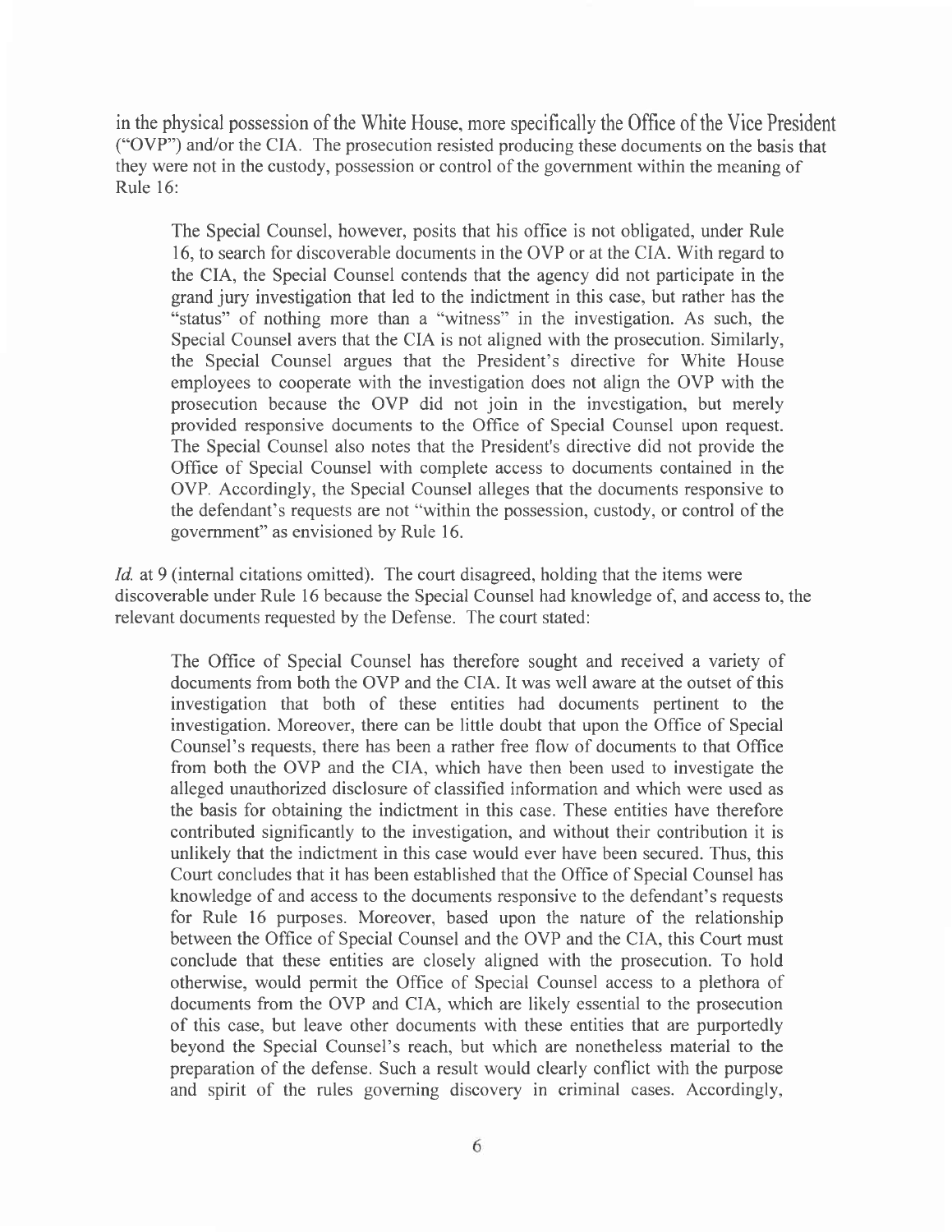in the physical possession of the White House, more specifically the Office of the Vice President ("OVP") and/or the CIA. The prosecution resisted producing these documents on the basis that they were not in the custody, possession or control of the government within the meaning of Rule 16:

> The Special Counsel, however, posits that his office is not obligated, under Rule 16, to search for discoverable documents in the OVP or at the CIA. With regard to the CIA, the Special Counsel contends that the agency did not participate in the grand jury investigation that led to the indictment in this case, but rather has the "status" of nothing more than a "witness" in the investigation. As such, the Special Counsel avers that the CIA is not aligned with the prosecution. Similarly, the Special Counsel argues that the President's directive for White House employees to cooperate with the investigation does not align the OVP with the prosecution because the OVP did not join in the investigation, but merely provided responsive documents to the Office of Special Counsel upon request. The Special Counsel also notes that the President's directive did not provide the Office of Special Counsel with complete access to documents contained in the OVP. Accordingly, the Special Counsel alleges that the documents responsive to the defendant's requests are not "within the possession, custody, or control of the government" as envisioned by Rule 16.

*Id.* at 9 (internal citations omitted). The court disagreed, holding that the items were discoverable under Rule 16 because the Special Counsel had knowledge of, and access to, the relevant documents requested by the Defense. The court stated:

> The Office of Special Counsel has therefore sought and received a variety of documents from both the OVP and the CIA. It was well aware at the outset of this investigation that both of these entities had documents pertinent to the investigation. Moreover, there can be little doubt that upon the Office of Special Counsel's requests, there has been a rather free flow of documents to that Office from both the OVP and the CIA, which have then been used to investigate the alleged unauthorized disclosure of classified information and which were used as the basis for obtaining the indictment in this case. These entities have therefore contributed significantly to the investigation, and without their contribution it is unlikely that the indictment in this case would ever have been secured. Thus, this Court concludes that it has been established that the Office of Special Counsel has knowledge of and access to the documents responsive to the defendant's requests for Rule 16 purposes. Moreover, based upon the nature of the relationship between the Office of Special Counsel and the OVP and the CIA, this Court must conclude that these entities are closely aligned with the prosecution. To hold otherwise, would permit the Office of Special Counsel access to a plethora of documents from the OVP and CIA, which are likely essential to the prosecution of this case, but leave other documents with these entities that are purportedly beyond the Special Counsel's reach, but which are nonetheless material to the preparation of the defense. Such a result would clearly conflict with the purpose and spirit of the rules governing discovery in criminal cases. Accordingly,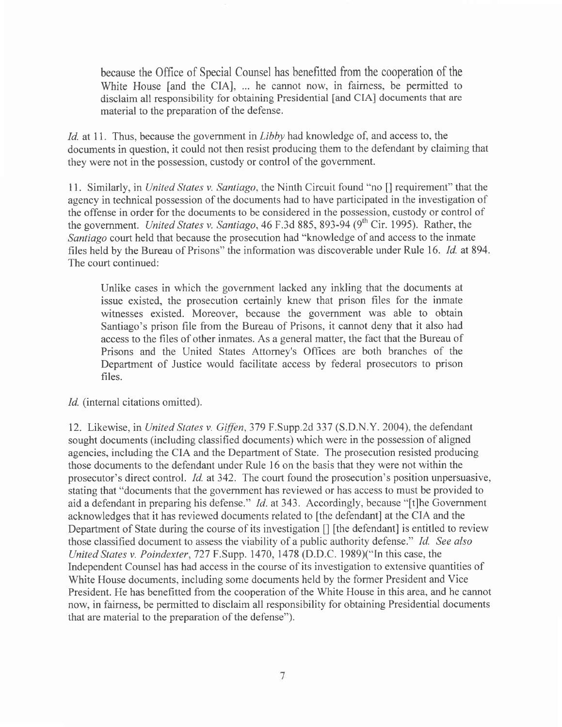> because the Office of Special Counsel has benefitted from the cooperation of the White House [and the CIA], ... he cannot now, in fairness, be permitted to disclaim all responsibility for obtaining Presidential [and CIA] documents that are material to the preparation of the defense.

*Id.* at 11. Thus, because the government in *Libby* had knowledge of, and access to, the documents in question, it could not then resist producing them to the defendant by claiming that they were not in the possession, custody or control of the government.

11. Similarly, in *United States v. Santiago*, the Ninth Circuit found "no [] requirement" that the agency in technical possession of the documents had to have participated in the investigation of the offense in order for the documents to be considered in the possession, custody or control of the government. *United States v. Santiago*, 46 F.3d 885, 893-94 (9th Cir. 1995). Rather, the *Santiago* court held that because the prosecution had "knowledge of and access to the inmate files held by the Bureau of Prisons" the information was discoverable under Rule 16. *Id.* at 894. The court continued:

> Unlike cases in which the government lacked any inkling that the documents at issue existed, the prosecution certainly knew that prison files for the inmate witnesses existed. Moreover, because the government was able to obtain Santiago's prison file from the Bureau of Prisons, it cannot deny that it also had access to the files of other inmates. As a general matter, the fact that the Bureau of Prisons and the United States Attorney's Offices are both branches of the Department of Justice would facilitate access by federal prosecutors to prison files.

*Id.* (internal citations omitted).

12. Likewise, in *United States v. Giffen*, 379 F.Supp.2d 337 (S.D.N.Y. 2004), the defendant sought documents (including classified documents) which were in the possession of aligned agencies, including the CIA and the Department of State. The prosecution resisted producing those documents to the defendant under Rule 16 on the basis that they were not within the prosecutor's direct control. *Id.* at 342. The court found the prosecution's position unpersuasive, stating that "documents that the government has reviewed or has access to must be provided to aid a defendant in preparing his defense." *Id.* at 343. Accordingly, because "[t]he Government acknowledges that it has reviewed documents related to [the defendant] at the CIA and the Department of State during the course of its investigation [] [the defendant] is entitled to review those classified document to assess the viability of a public authority defense." *Id. See also United States v. Poindexter*, 727 F.Supp. 1470, 1478 (D.D.C. 1989)("In this case, the Independent Counsel has had access in the course of its investigation to extensive quantities of White House documents, including some documents held by the former President and Vice President. He has benefitted from the cooperation of the White House in this area, and he cannot now, in fairness, be permitted to disclaim all responsibility for obtaining Presidential documents that are material to the preparation of the defense").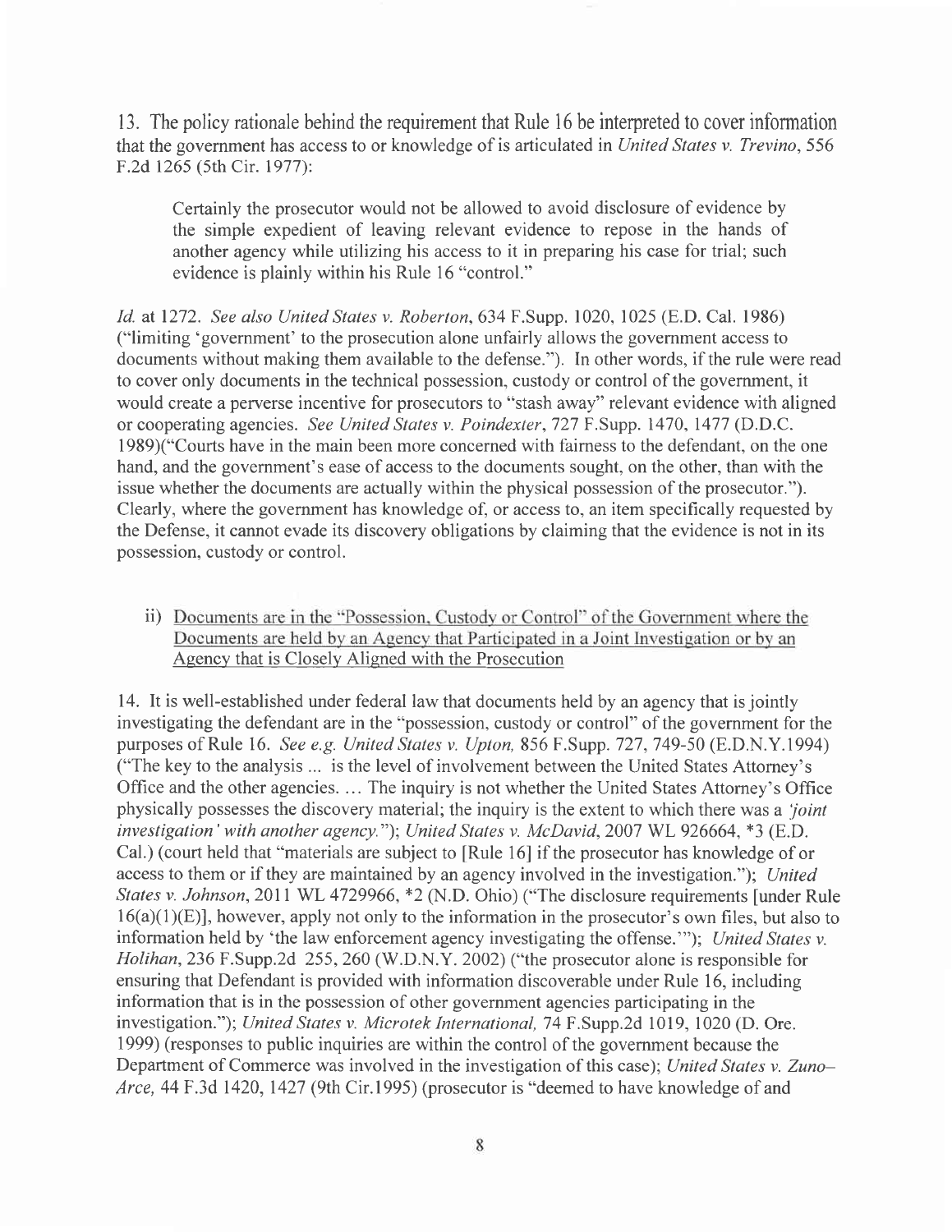13. The policy rationale behind the requirement that Rule 16 be interpreted to cover information that the government has access to or knowledge of is articulated in *United States v. Trevino*, 556 F.2d 1265 (5th Cir. 1977):

> Certainly the prosecutor would not be allowed to avoid disclosure of evidence by the simple expedient of leaving relevant evidence to repose in the hands of another agency while utilizing his access to it in preparing his case for trial; such evidence is plainly within his Rule 16 "control."

*Id.* at 1272. *See also United States v. Roberton*, 634 F.Supp. 1020, 1025 (E.D. Cal. 1986) ("limiting 'government' to the prosecution alone unfairly allows the government access to documents without making them available to the defense."). In other words, if the rule were read to cover only documents in the technical possession, custody or control of the government, it would create a perverse incentive for prosecutors to "stash away" relevant evidence with aligned or cooperating agencies. *See United States v. Poindexter*, 727 F.Supp. 1470, 1477 (D.D.C. 1989)("Courts have in the main been more concerned with fairness to the defendant, on the one hand, and the government's ease of access to the documents sought, on the other, than with the issue whether the documents are actually within the physical possession of the prosecutor."). Clearly, where the government has knowledge of, or access to, an item specifically requested by the Defense, it cannot evade its discovery obligations by claiming that the evidence is not in its possession, custody or control.

ii) <u>Documents are in the "Possession, Custody or Control" of the Government where the Documents are held by an Agency that Participated in a Joint Investigation or by an Agency that is Closely Aligned with the Prosecution</u>

14. It is well-established under federal law that documents held by an agency that is jointly investigating the defendant are in the "possession, custody or control" of the government for the purposes of Rule 16. *See e.g. United States v. Upton,* 856 F.Supp. 727, 749-50 (E.D.N.Y.1994) ("The key to the analysis ... is the level of involvement between the United States Attorney's Office and the other agencies. ... The inquiry is not whether the United States Attorney's Office physically possesses the discovery material; the inquiry is the extent to which there was a *'joint investigation' with another agency.*"); *United States v. McDavid*, 2007 WL 926664, \*3 (E.D. Cal.) (court held that "materials are subject to [Rule 16] if the prosecutor has knowledge of or access to them or if they are maintained by an agency involved in the investigation."); *United States v. Johnson*, 2011 WL 4729966, \*2 (N.D. Ohio) ("The disclosure requirements [under Rule 16(a)(1)(E)], however, apply not only to the information in the prosecutor's own files, but also to information held by 'the law enforcement agency investigating the offense.'"); *United States v. Holihan*, 236 F.Supp.2d 255, 260 (W.D.N.Y. 2002) ("the prosecutor alone is responsible for ensuring that Defendant is provided with information discoverable under Rule 16, including information that is in the possession of other government agencies participating in the investigation."); *United States v. Microtek International,* 74 F.Supp.2d 1019, 1020 (D. Ore. 1999) (responses to public inquiries are within the control of the government because the Department of Commerce was involved in the investigation of this case); *United States v. Zuno–Arce,* 44 F.3d 1420, 1427 (9th Cir.1995) (prosecutor is "deemed to have knowledge of and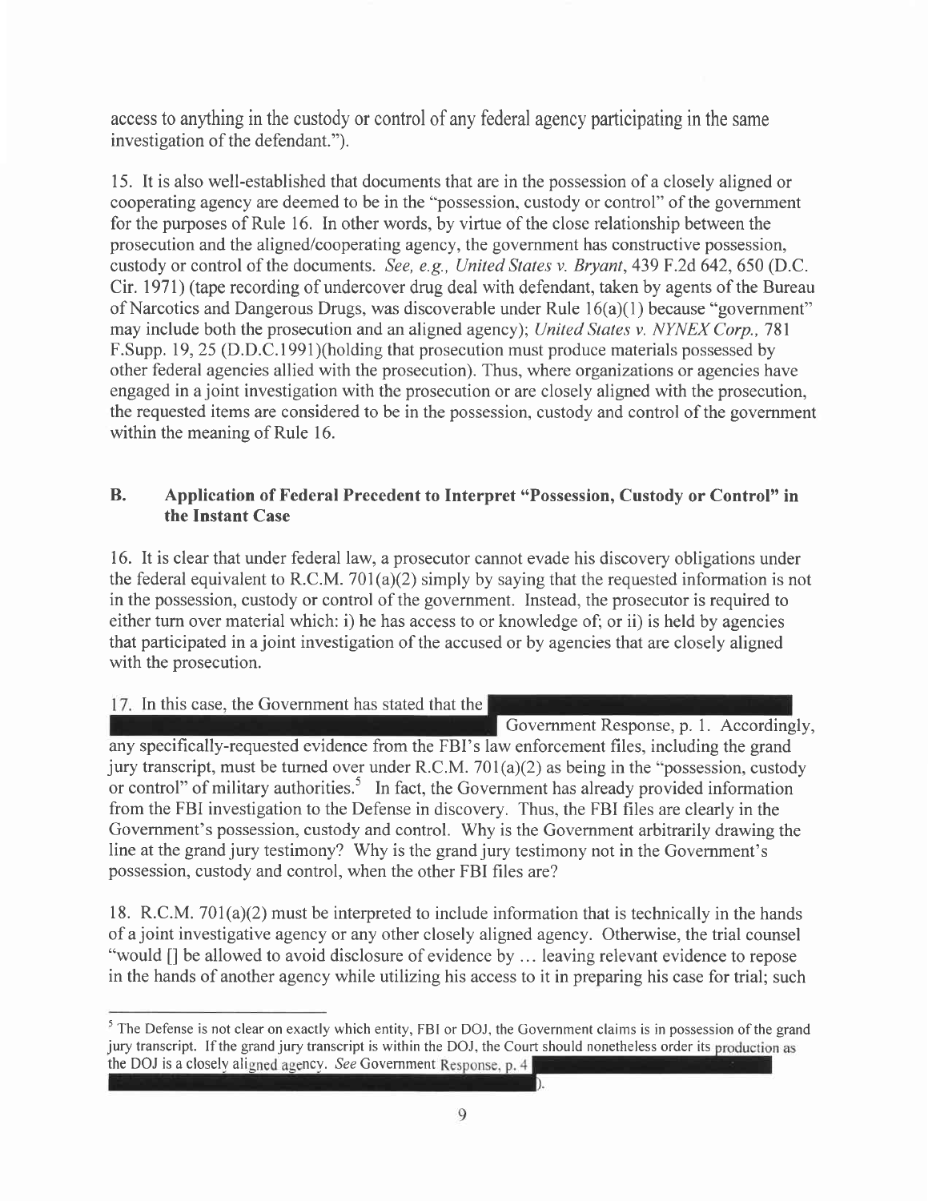access to anything in the custody or control of any federal agency participating in the same investigation of the defendant.").

15. It is also well-established that documents that are in the possession of a closely aligned or cooperating agency are deemed to be in the "possession, custody or control" of the government for the purposes of Rule 16. In other words, by virtue of the close relationship between the prosecution and the aligned/cooperating agency, the government has constructive possession, custody or control of the documents. *See, e.g., United States v. Bryant*, 439 F.2d 642, 650 (D.C. Cir. 1971) (tape recording of undercover drug deal with defendant, taken by agents of the Bureau of Narcotics and Dangerous Drugs, was discoverable under Rule 16(a)(1) because "government" may include both the prosecution and an aligned agency); *United States v. NYNEX Corp.*, 781 F.Supp. 19, 25 (D.D.C.1991)(holding that prosecution must produce materials possessed by other federal agencies allied with the prosecution). Thus, where organizations or agencies have engaged in a joint investigation with the prosecution or are closely aligned with the prosecution, the requested items are considered to be in the possession, custody and control of the government within the meaning of Rule 16.

### B. Application of Federal Precedent to Interpret "Possession, Custody or Control" in the Instant Case

16. It is clear that under federal law, a prosecutor cannot evade his discovery obligations under the federal equivalent to R.C.M. 701(a)(2) simply by saying that the requested information is not in the possession, custody or control of the government. Instead, the prosecutor is required to either turn over material which: i) he has access to or knowledge of; or ii) is held by agencies that participated in a joint investigation of the accused or by agencies that are closely aligned with the prosecution.

17. In this case, the Government has stated that the [REDACTED] Government Response, p. 1. Accordingly, any specifically-requested evidence from the FBI's law enforcement files, including the grand jury transcript, must be turned over under R.C.M. 701(a)(2) as being in the "possession, custody or control" of military authorities.[5] In fact, the Government has already provided information from the FBI investigation to the Defense in discovery. Thus, the FBI files are clearly in the Government's possession, custody and control. Why is the Government arbitrarily drawing the line at the grand jury testimony? Why is the grand jury testimony not in the Government's possession, custody and control, when the other FBI files are?

18. R.C.M. 701(a)(2) must be interpreted to include information that is technically in the hands of a joint investigative agency or any other closely aligned agency. Otherwise, the trial counsel "would [] be allowed to avoid disclosure of evidence by ... leaving relevant evidence to repose in the hands of another agency while utilizing his access to it in preparing his case for trial; such

---

[5] The Defense is not clear on exactly which entity, FBI or DOJ, the Government claims is in possession of the grand jury transcript. If the grand jury transcript is within the DOJ, the Court should nonetheless order its production as the DOJ is a closely aligned agency. *See* Government Response, p. 4 [REDACTED]).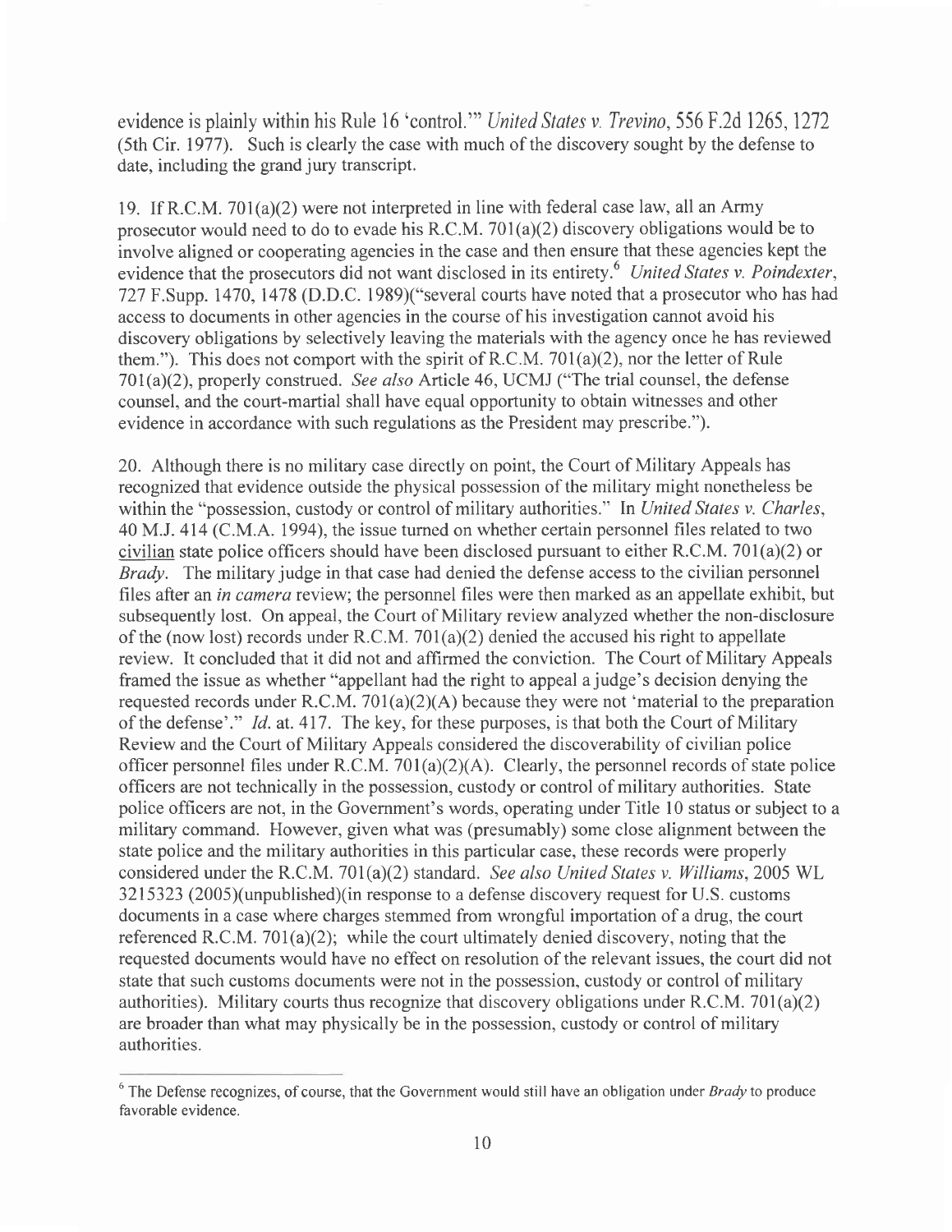evidence is plainly within his Rule 16 'control.'" *United States v. Trevino*, 556 F.2d 1265, 1272 (5th Cir. 1977). Such is clearly the case with much of the discovery sought by the defense to date, including the grand jury transcript.

19. If R.C.M. 701(a)(2) were not interpreted in line with federal case law, all an Army prosecutor would need to do to evade his R.C.M. 701(a)(2) discovery obligations would be to involve aligned or cooperating agencies in the case and then ensure that these agencies kept the evidence that the prosecutors did not want disclosed in its entirety.[6] *United States v. Poindexter*, 727 F.Supp. 1470, 1478 (D.D.C. 1989)("several courts have noted that a prosecutor who has had access to documents in other agencies in the course of his investigation cannot avoid his discovery obligations by selectively leaving the materials with the agency once he has reviewed them."). This does not comport with the spirit of R.C.M. 701(a)(2), nor the letter of Rule 701(a)(2), properly construed. *See also* Article 46, UCMJ ("The trial counsel, the defense counsel, and the court-martial shall have equal opportunity to obtain witnesses and other evidence in accordance with such regulations as the President may prescribe.").

20. Although there is no military case directly on point, the Court of Military Appeals has recognized that evidence outside the physical possession of the military might nonetheless be within the "possession, custody or control of military authorities." In *United States v. Charles*, 40 M.J. 414 (C.M.A. 1994), the issue turned on whether certain personnel files related to two <u>civilian</u> state police officers should have been disclosed pursuant to either R.C.M. 701(a)(2) or *Brady*. The military judge in that case had denied the defense access to the civilian personnel files after an *in camera* review; the personnel files were then marked as an appellate exhibit, but subsequently lost. On appeal, the Court of Military review analyzed whether the non-disclosure of the (now lost) records under R.C.M. 701(a)(2) denied the accused his right to appellate review. It concluded that it did not and affirmed the conviction. The Court of Military Appeals framed the issue as whether "appellant had the right to appeal a judge's decision denying the requested records under R.C.M. 701(a)(2)(A) because they were not 'material to the preparation of the defense'." *Id.* at. 417. The key, for these purposes, is that both the Court of Military Review and the Court of Military Appeals considered the discoverability of civilian police officer personnel files under R.C.M. 701(a)(2)(A). Clearly, the personnel records of state police officers are not technically in the possession, custody or control of military authorities. State police officers are not, in the Government's words, operating under Title 10 status or subject to a military command. However, given what was (presumably) some close alignment between the state police and the military authorities in this particular case, these records were properly considered under the R.C.M. 701(a)(2) standard. *See also United States v. Williams*, 2005 WL 3215323 (2005)(unpublished)(in response to a defense discovery request for U.S. customs documents in a case where charges stemmed from wrongful importation of a drug, the court referenced R.C.M. 701(a)(2); while the court ultimately denied discovery, noting that the requested documents would have no effect on resolution of the relevant issues, the court did not state that such customs documents were not in the possession, custody or control of military authorities). Military courts thus recognize that discovery obligations under R.C.M. 701(a)(2) are broader than what may physically be in the possession, custody or control of military authorities.

[6] The Defense recognizes, of course, that the Government would still have an obligation under *Brady* to produce favorable evidence.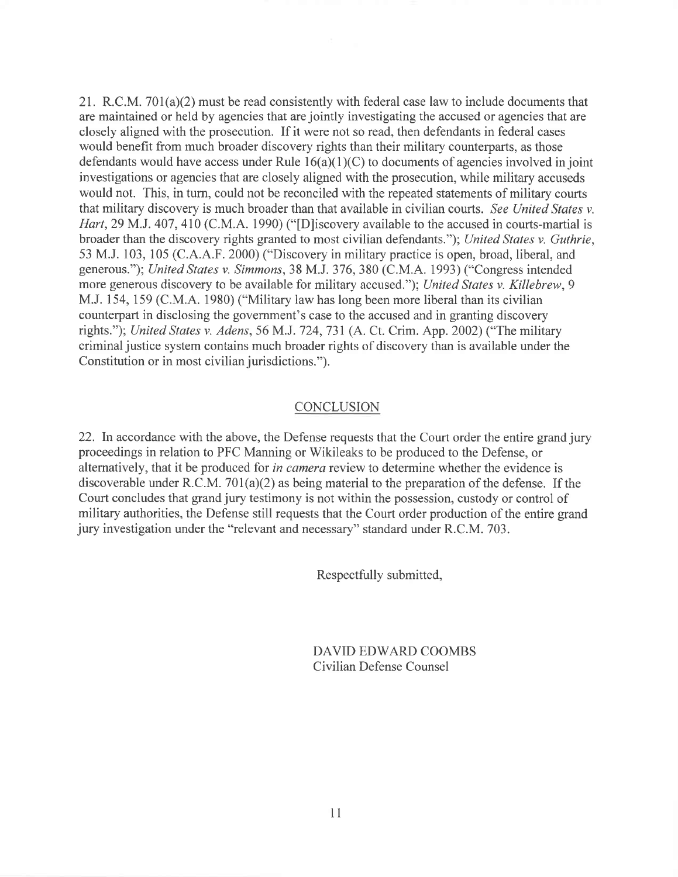21. R.C.M. 701(a)(2) must be read consistently with federal case law to include documents that are maintained or held by agencies that are jointly investigating the accused or agencies that are closely aligned with the prosecution. If it were not so read, then defendants in federal cases would benefit from much broader discovery rights than their military counterparts, as those defendants would have access under Rule 16(a)(1)(C) to documents of agencies involved in joint investigations or agencies that are closely aligned with the prosecution, while military accuseds would not. This, in turn, could not be reconciled with the repeated statements of military courts that military discovery is much broader than that available in civilian courts. *See United States v. Hart*, 29 M.J. 407, 410 (C.M.A. 1990) ("[D]iscovery available to the accused in courts-martial is broader than the discovery rights granted to most civilian defendants."); *United States v. Guthrie*, 53 M.J. 103, 105 (C.A.A.F. 2000) ("Discovery in military practice is open, broad, liberal, and generous."); *United States v. Simmons*, 38 M.J. 376, 380 (C.M.A. 1993) ("Congress intended more generous discovery to be available for military accused."); *United States v. Killebrew*, 9 M.J. 154, 159 (C.M.A. 1980) ("Military law has long been more liberal than its civilian counterpart in disclosing the government's case to the accused and in granting discovery rights."); *United States v. Adens*, 56 M.J. 724, 731 (A. Ct. Crim. App. 2002) ("The military criminal justice system contains much broader rights of discovery than is available under the Constitution or in most civilian jurisdictions.").

## CONCLUSION

22. In accordance with the above, the Defense requests that the Court order the entire grand jury proceedings in relation to PFC Manning or Wikileaks to be produced to the Defense, or alternatively, that it be produced for *in camera* review to determine whether the evidence is discoverable under R.C.M. 701(a)(2) as being material to the preparation of the defense. If the Court concludes that grand jury testimony is not within the possession, custody or control of military authorities, the Defense still requests that the Court order production of the entire grand jury investigation under the "relevant and necessary" standard under R.C.M. 703.

Respectfully submitted,

DAVID EDWARD COOMBS
Civilian Defense Counsel